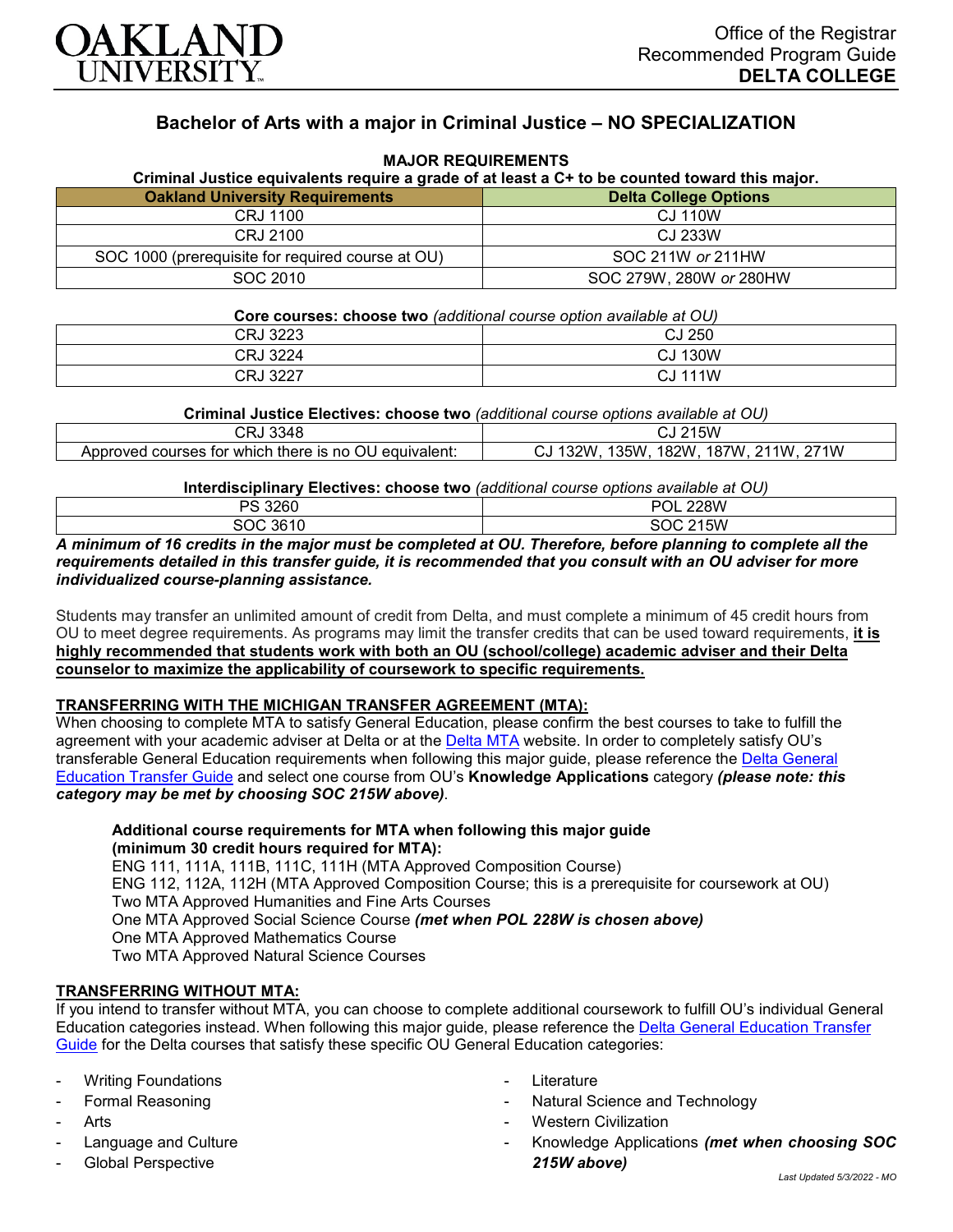OAKLAND UNIVERSITY

Office of the Registrar
Recommended Program Guide
**DELTA COLLEGE**

# Bachelor of Arts with a major in Criminal Justice – NO SPECIALIZATION

## MAJOR REQUIREMENTS

**Criminal Justice equivalents require a grade of at least a C+ to be counted toward this major.**

| Oakland University Requirements | Delta College Options |
|---|---|
| CRJ 1100 | CJ 110W |
| CRJ 2100 | CJ 233W |
| SOC 1000 (prerequisite for required course at OU) | SOC 211W *or* 211HW |
| SOC 2010 | SOC 279W, 280W *or* 280HW |

**Core courses: choose two** *(additional course option available at OU)*

| | |
|---|---|
| CRJ 3223 | CJ 250 |
| CRJ 3224 | CJ 130W |
| CRJ 3227 | CJ 111W |

**Criminal Justice Electives: choose two** *(additional course options available at OU)*

| | |
|---|---|
| CRJ 3348 | CJ 215W |
| Approved courses for which there is no OU equivalent: | CJ 132W, 135W, 182W, 187W, 211W, 271W |

**Interdisciplinary Electives: choose two** *(additional course options available at OU)*

| | |
|---|---|
| PS 3260 | POL 228W |
| SOC 3610 | SOC 215W |

***A minimum of 16 credits in the major must be completed at OU. Therefore, before planning to complete all the requirements detailed in this transfer guide, it is recommended that you consult with an OU adviser for more individualized course-planning assistance.***

Students may transfer an unlimited amount of credit from Delta, and must complete a minimum of 45 credit hours from OU to meet degree requirements. As programs may limit the transfer credits that can be used toward requirements, **it is highly recommended that students work with both an OU (school/college) academic adviser and their Delta counselor to maximize the applicability of coursework to specific requirements.**

### TRANSFERRING WITH THE MICHIGAN TRANSFER AGREEMENT (MTA):

When choosing to complete MTA to satisfy General Education, please confirm the best courses to take to fulfill the agreement with your academic adviser at Delta or at the Delta MTA website. In order to completely satisfy OU's transferable General Education requirements when following this major guide, please reference the Delta General Education Transfer Guide and select one course from OU's **Knowledge Applications** category ***(please note: this category may be met by choosing SOC 215W above)***.

**Additional course requirements for MTA when following this major guide (minimum 30 credit hours required for MTA):**
ENG 111, 111A, 111B, 111C, 111H (MTA Approved Composition Course)
ENG 112, 112A, 112H (MTA Approved Composition Course; this is a prerequisite for coursework at OU)
Two MTA Approved Humanities and Fine Arts Courses
One MTA Approved Social Science Course ***(met when POL 228W is chosen above)***
One MTA Approved Mathematics Course
Two MTA Approved Natural Science Courses

### TRANSFERRING WITHOUT MTA:

If you intend to transfer without MTA, you can choose to complete additional coursework to fulfill OU's individual General Education categories instead. When following this major guide, please reference the Delta General Education Transfer Guide for the Delta courses that satisfy these specific OU General Education categories:

- Writing Foundations
- Formal Reasoning
- Arts
- Language and Culture
- Global Perspective
- Literature
- Natural Science and Technology
- Western Civilization
- Knowledge Applications ***(met when choosing SOC 215W above)***

*Last Updated 5/3/2022 - MO*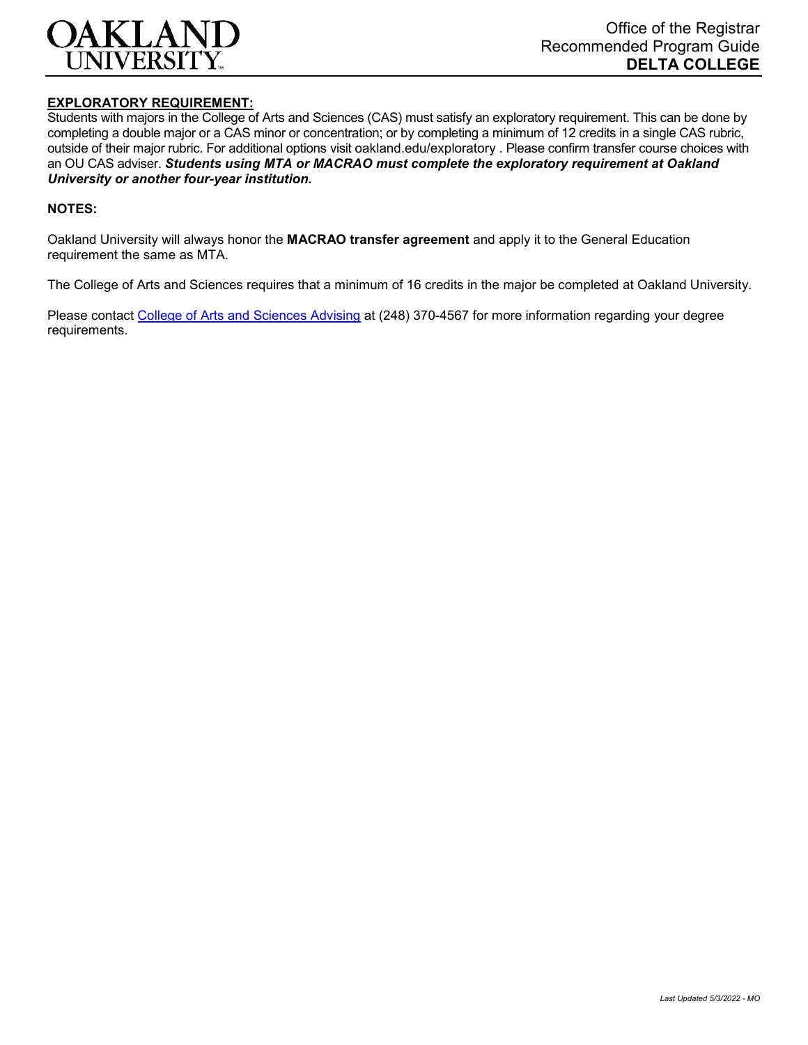**EXPLORATORY REQUIREMENT:**

Students with majors in the College of Arts and Sciences (CAS) must satisfy an exploratory requirement. This can be done by completing a double major or a CAS minor or concentration; or by completing a minimum of 12 credits in a single CAS rubric, outside of their major rubric. For additional options visit oakland.edu/exploratory . Please confirm transfer course choices with an OU CAS adviser. ***Students using MTA or MACRAO must complete the exploratory requirement at Oakland University or another four-year institution.***

**NOTES:**

Oakland University will always honor the **MACRAO transfer agreement** and apply it to the General Education requirement the same as MTA.

The College of Arts and Sciences requires that a minimum of 16 credits in the major be completed at Oakland University.

Please contact College of Arts and Sciences Advising at (248) 370-4567 for more information regarding your degree requirements.

*Last Updated 5/3/2022 - MO*